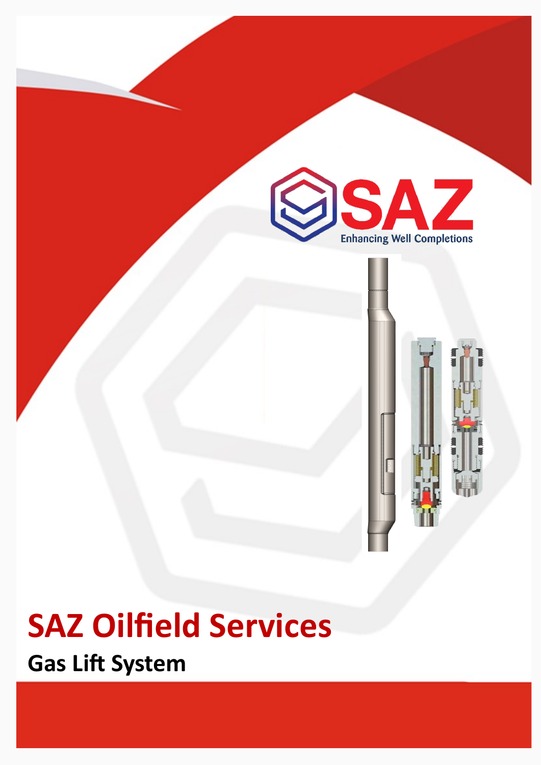SAZ

Enhancing Well Completions

# SAZ Oilfield Services

## Gas Lift System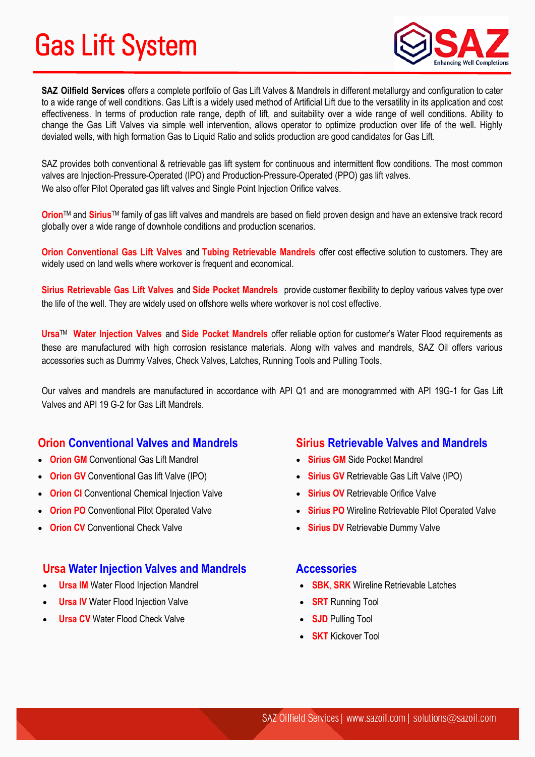# Gas Lift System

**SAZ Oilfield Services** offers a complete portfolio of Gas Lift Valves & Mandrels in different metallurgy and configuration to cater to a wide range of well conditions. Gas Lift is a widely used method of Artificial Lift due to the versatility in its application and cost effectiveness. In terms of production rate range, depth of lift, and suitability over a wide range of well conditions. Ability to change the Gas Lift Valves via simple well intervention, allows operator to optimize production over life of the well. Highly deviated wells, with high formation Gas to Liquid Ratio and solids production are good candidates for Gas Lift.

SAZ provides both conventional & retrievable gas lift system for continuous and intermittent flow conditions. The most common valves are Injection-Pressure-Operated (IPO) and Production-Pressure-Operated (PPO) gas lift valves.
We also offer Pilot Operated gas lift valves and Single Point Injection Orifice valves.

**Orion**™ and **Sirius**™ family of gas lift valves and mandrels are based on field proven design and have an extensive track record globally over a wide range of downhole conditions and production scenarios.

**Orion Conventional Gas Lift Valves** and **Tubing Retrievable Mandrels** offer cost effective solution to customers. They are widely used on land wells where workover is frequent and economical.

**Sirius Retrievable Gas Lift Valves** and **Side Pocket Mandrels** provide customer flexibility to deploy various valves type over the life of the well. They are widely used on offshore wells where workover is not cost effective.

**Ursa**™ **Water Injection Valves** and **Side Pocket Mandrels** offer reliable option for customer's Water Flood requirements as these are manufactured with high corrosion resistance materials. Along with valves and mandrels, SAZ Oil offers various accessories such as Dummy Valves, Check Valves, Latches, Running Tools and Pulling Tools.

Our valves and mandrels are manufactured in accordance with API Q1 and are monogrammed with API 19G-1 for Gas Lift Valves and API 19 G-2 for Gas Lift Mandrels.

## Orion Conventional Valves and Mandrels

- **Orion GM** Conventional Gas Lift Mandrel
- **Orion GV** Conventional Gas lift Valve (IPO)
- **Orion CI** Conventional Chemical Injection Valve
- **Orion PO** Conventional Pilot Operated Valve
- **Orion CV** Conventional Check Valve

## Sirius Retrievable Valves and Mandrels

- **Sirius GM** Side Pocket Mandrel
- **Sirius GV** Retrievable Gas Lift Valve (IPO)
- **Sirius OV** Retrievable Orifice Valve
- **Sirius PO** Wireline Retrievable Pilot Operated Valve
- **Sirius DV** Retrievable Dummy Valve

## Ursa Water Injection Valves and Mandrels

- **Ursa IM** Water Flood Injection Mandrel
- **Ursa IV** Water Flood Injection Valve
- **Ursa CV** Water Flood Check Valve

## Accessories

- **SBK**, **SRK** Wireline Retrievable Latches
- **SRT** Running Tool
- **SJD** Pulling Tool
- **SKT** Kickover Tool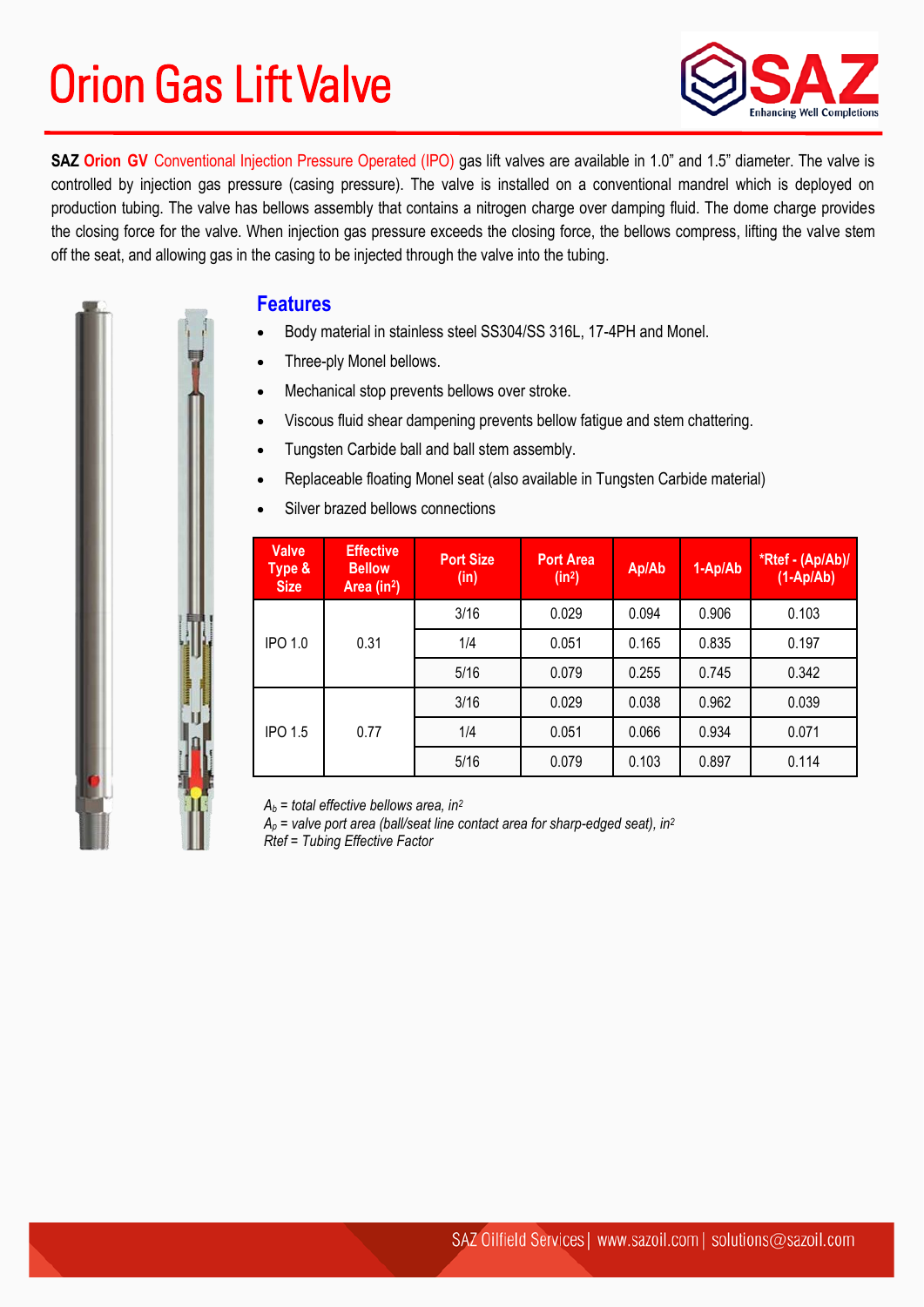# Orion Gas Lift Valve

**SAZ Orion GV** Conventional Injection Pressure Operated (IPO) gas lift valves are available in 1.0" and 1.5" diameter. The valve is controlled by injection gas pressure (casing pressure). The valve is installed on a conventional mandrel which is deployed on production tubing. The valve has bellows assembly that contains a nitrogen charge over damping fluid. The dome charge provides the closing force for the valve. When injection gas pressure exceeds the closing force, the bellows compress, lifting the valve stem off the seat, and allowing gas in the casing to be injected through the valve into the tubing.

## Features

- Body material in stainless steel SS304/SS 316L, 17-4PH and Monel.
- Three-ply Monel bellows.
- Mechanical stop prevents bellows over stroke.
- Viscous fluid shear dampening prevents bellow fatigue and stem chattering.
- Tungsten Carbide ball and ball stem assembly.
- Replaceable floating Monel seat (also available in Tungsten Carbide material)
- Silver brazed bellows connections

| Valve Type & Size | Effective Bellow Area ($in^2$) | Port Size (in) | Port Area ($in^2$) | Ap/Ab | 1-Ap/Ab | *Rtef - (Ap/Ab)/(1-Ap/Ab) |
|---|---|---|---|---|---|---|
| IPO 1.0 | 0.31 | 3/16 | 0.029 | 0.094 | 0.906 | 0.103 |
| | | 1/4 | 0.051 | 0.165 | 0.835 | 0.197 |
| | | 5/16 | 0.079 | 0.255 | 0.745 | 0.342 |
| IPO 1.5 | 0.77 | 3/16 | 0.029 | 0.038 | 0.962 | 0.039 |
| | | 1/4 | 0.051 | 0.066 | 0.934 | 0.071 |
| | | 5/16 | 0.079 | 0.103 | 0.897 | 0.114 |

*$A_b$ = total effective bellows area, $in^2$*
*$A_p$ = valve port area (ball/seat line contact area for sharp-edged seat), $in^2$*
*Rtef = Tubing Effective Factor*